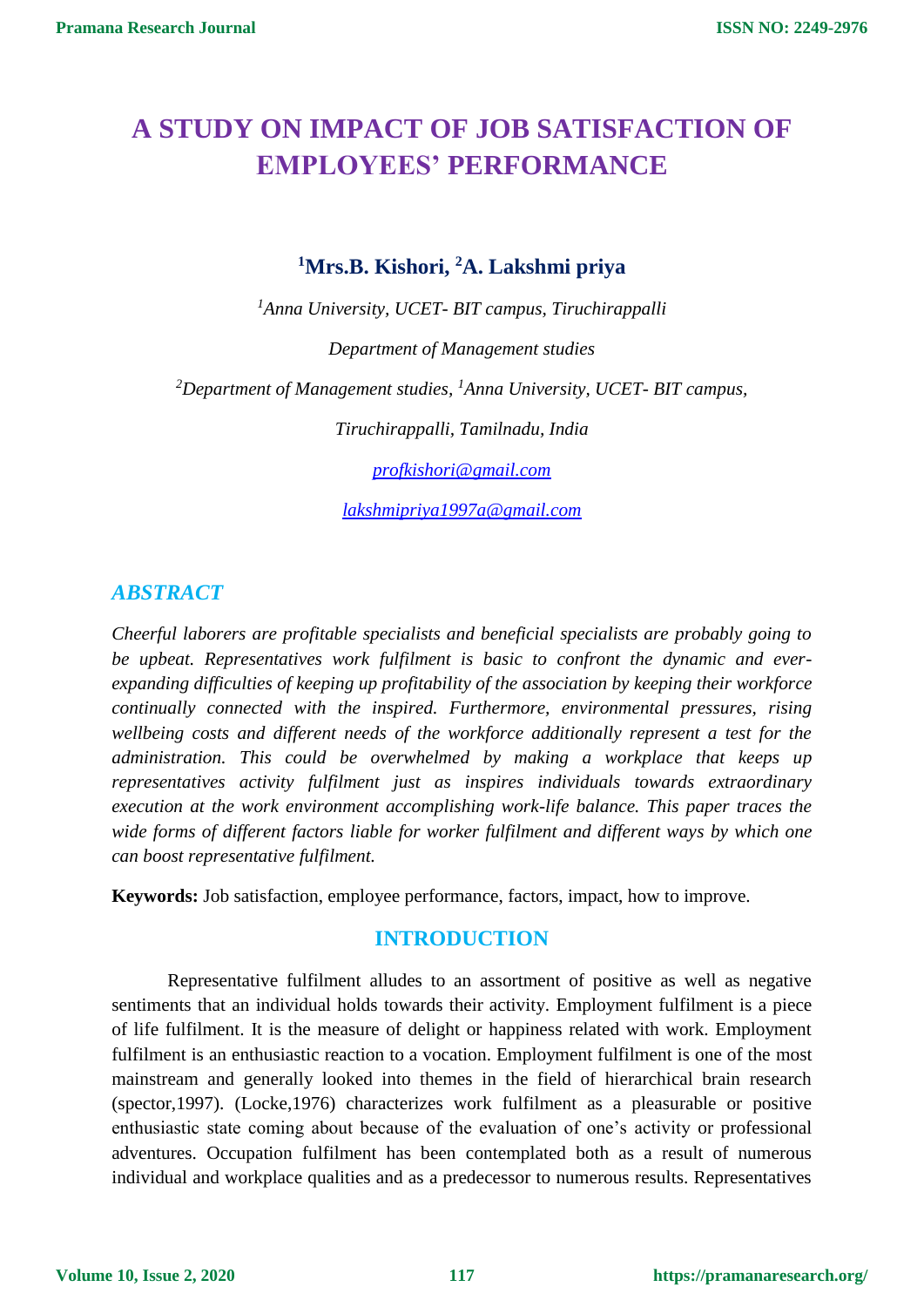# A STUDY ON IMPACT OF JOB SATISFACTION OF EMPLOYEES' PERFORMANCE

**[1]Mrs.B. Kishori, [2]A. Lakshmi priya**

*[1]Anna University, UCET- BIT campus, Tiruchirappalli*

*Department of Management studies*

*[2]Department of Management studies, [1]Anna University, UCET- BIT campus,*

*Tiruchirappalli, Tamilnadu, India*

profkishori@gmail.com

lakshmipriya1997a@gmail.com

## ABSTRACT

*Cheerful laborers are profitable specialists and beneficial specialists are probably going to be upbeat. Representatives work fulfilment is basic to confront the dynamic and ever-expanding difficulties of keeping up profitability of the association by keeping their workforce continually connected with the inspired. Furthermore, environmental pressures, rising wellbeing costs and different needs of the workforce additionally represent a test for the administration. This could be overwhelmed by making a workplace that keeps up representatives activity fulfilment just as inspires individuals towards extraordinary execution at the work environment accomplishing work-life balance. This paper traces the wide forms of different factors liable for worker fulfilment and different ways by which one can boost representative fulfilment.*

**Keywords:** Job satisfaction, employee performance, factors, impact, how to improve.

## INTRODUCTION

Representative fulfilment alludes to an assortment of positive as well as negative sentiments that an individual holds towards their activity. Employment fulfilment is a piece of life fulfilment. It is the measure of delight or happiness related with work. Employment fulfilment is an enthusiastic reaction to a vocation. Employment fulfilment is one of the most mainstream and generally looked into themes in the field of hierarchical brain research (spector,1997). (Locke,1976) characterizes work fulfilment as a pleasurable or positive enthusiastic state coming about because of the evaluation of one's activity or professional adventures. Occupation fulfilment has been contemplated both as a result of numerous individual and workplace qualities and as a predecessor to numerous results. Representatives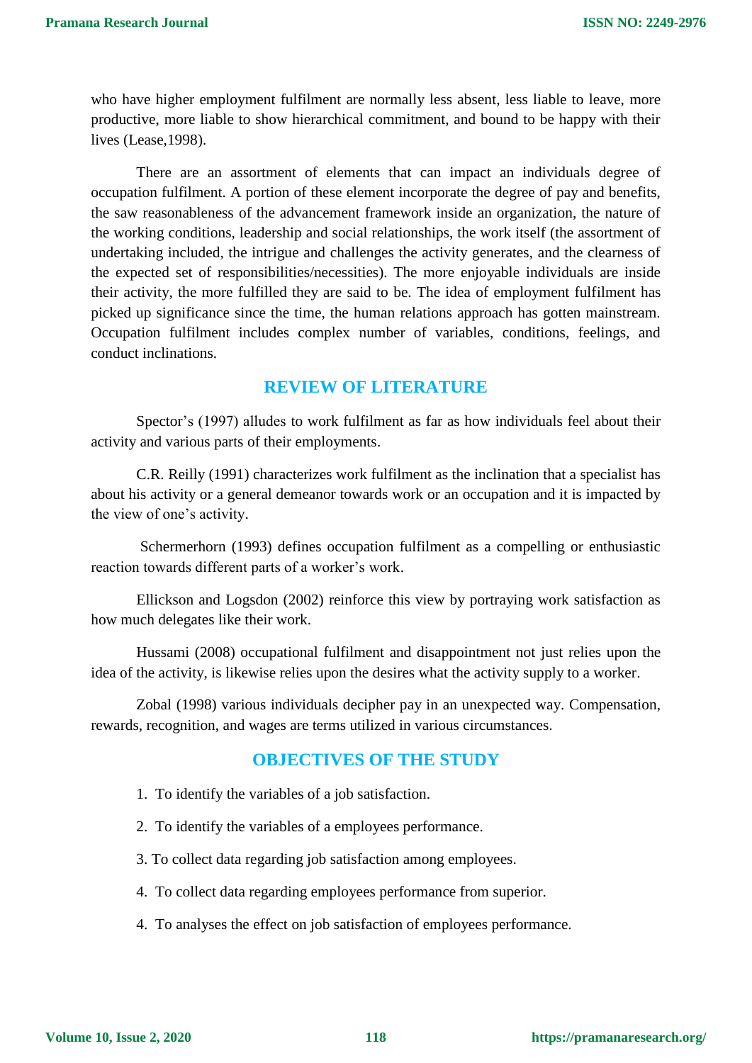who have higher employment fulfilment are normally less absent, less liable to leave, more productive, more liable to show hierarchical commitment, and bound to be happy with their lives (Lease,1998).

There are an assortment of elements that can impact an individuals degree of occupation fulfilment. A portion of these element incorporate the degree of pay and benefits, the saw reasonableness of the advancement framework inside an organization, the nature of the working conditions, leadership and social relationships, the work itself (the assortment of undertaking included, the intrigue and challenges the activity generates, and the clearness of the expected set of responsibilities/necessities). The more enjoyable individuals are inside their activity, the more fulfilled they are said to be. The idea of employment fulfilment has picked up significance since the time, the human relations approach has gotten mainstream. Occupation fulfilment includes complex number of variables, conditions, feelings, and conduct inclinations.

## REVIEW OF LITERATURE

Spector's (1997) alludes to work fulfilment as far as how individuals feel about their activity and various parts of their employments.

C.R. Reilly (1991) characterizes work fulfilment as the inclination that a specialist has about his activity or a general demeanor towards work or an occupation and it is impacted by the view of one's activity.

Schermerhorn (1993) defines occupation fulfilment as a compelling or enthusiastic reaction towards different parts of a worker's work.

Ellickson and Logsdon (2002) reinforce this view by portraying work satisfaction as how much delegates like their work.

Hussami (2008) occupational fulfilment and disappointment not just relies upon the idea of the activity, is likewise relies upon the desires what the activity supply to a worker.

Zobal (1998) various individuals decipher pay in an unexpected way. Compensation, rewards, recognition, and wages are terms utilized in various circumstances.

## OBJECTIVES OF THE STUDY

1. To identify the variables of a job satisfaction.
2. To identify the variables of a employees performance.
3. To collect data regarding job satisfaction among employees.
4. To collect data regarding employees performance from superior.
4. To analyses the effect on job satisfaction of employees performance.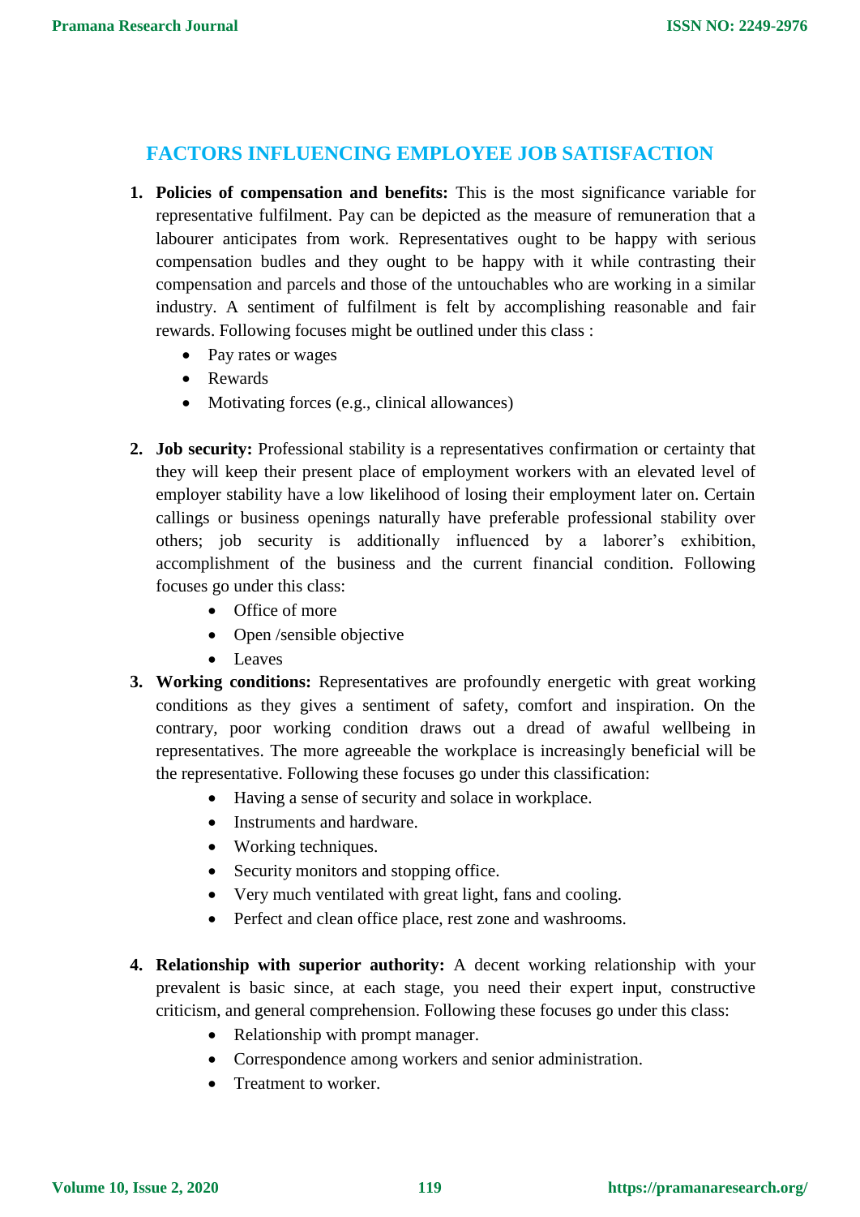## FACTORS INFLUENCING EMPLOYEE JOB SATISFACTION

1. **Policies of compensation and benefits:** This is the most significance variable for representative fulfilment. Pay can be depicted as the measure of remuneration that a labourer anticipates from work. Representatives ought to be happy with serious compensation budles and they ought to be happy with it while contrasting their compensation and parcels and those of the untouchables who are working in a similar industry. A sentiment of fulfilment is felt by accomplishing reasonable and fair rewards. Following focuses might be outlined under this class :
   - Pay rates or wages
   - Rewards
   - Motivating forces (e.g., clinical allowances)

2. **Job security:** Professional stability is a representatives confirmation or certainty that they will keep their present place of employment workers with an elevated level of employer stability have a low likelihood of losing their employment later on. Certain callings or business openings naturally have preferable professional stability over others; job security is additionally influenced by a laborer's exhibition, accomplishment of the business and the current financial condition. Following focuses go under this class:
   - Office of more
   - Open /sensible objective
   - Leaves

3. **Working conditions:** Representatives are profoundly energetic with great working conditions as they gives a sentiment of safety, comfort and inspiration. On the contrary, poor working condition draws out a dread of awaful wellbeing in representatives. The more agreeable the workplace is increasingly beneficial will be the representative. Following these focuses go under this classification:
   - Having a sense of security and solace in workplace.
   - Instruments and hardware.
   - Working techniques.
   - Security monitors and stopping office.
   - Very much ventilated with great light, fans and cooling.
   - Perfect and clean office place, rest zone and washrooms.

4. **Relationship with superior authority:** A decent working relationship with your prevalent is basic since, at each stage, you need their expert input, constructive criticism, and general comprehension. Following these focuses go under this class:
   - Relationship with prompt manager.
   - Correspondence among workers and senior administration.
   - Treatment to worker.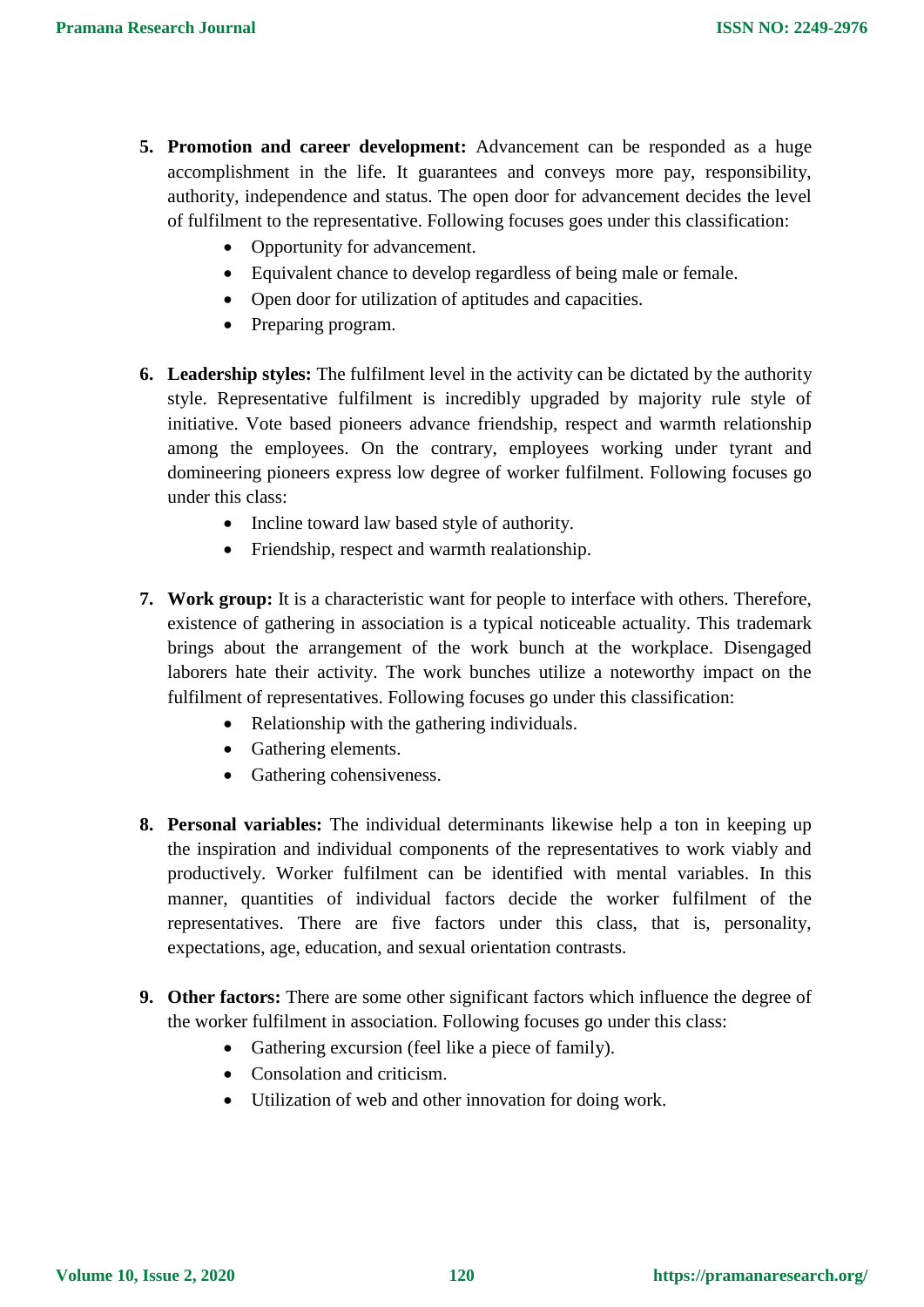5. **Promotion and career development:** Advancement can be responded as a huge accomplishment in the life. It guarantees and conveys more pay, responsibility, authority, independence and status. The open door for advancement decides the level of fulfilment to the representative. Following focuses goes under this classification:
    - Opportunity for advancement.
    - Equivalent chance to develop regardless of being male or female.
    - Open door for utilization of aptitudes and capacities.
    - Preparing program.

6. **Leadership styles:** The fulfilment level in the activity can be dictated by the authority style. Representative fulfilment is incredibly upgraded by majority rule style of initiative. Vote based pioneers advance friendship, respect and warmth relationship among the employees. On the contrary, employees working under tyrant and domineering pioneers express low degree of worker fulfilment. Following focuses go under this class:
    - Incline toward law based style of authority.
    - Friendship, respect and warmth realationship.

7. **Work group:** It is a characteristic want for people to interface with others. Therefore, existence of gathering in association is a typical noticeable actuality. This trademark brings about the arrangement of the work bunch at the workplace. Disengaged laborers hate their activity. The work bunches utilize a noteworthy impact on the fulfilment of representatives. Following focuses go under this classification:
    - Relationship with the gathering individuals.
    - Gathering elements.
    - Gathering cohensiveness.

8. **Personal variables:** The individual determinants likewise help a ton in keeping up the inspiration and individual components of the representatives to work viably and productively. Worker fulfilment can be identified with mental variables. In this manner, quantities of individual factors decide the worker fulfilment of the representatives. There are five factors under this class, that is, personality, expectations, age, education, and sexual orientation contrasts.

9. **Other factors:** There are some other significant factors which influence the degree of the worker fulfilment in association. Following focuses go under this class:
    - Gathering excursion (feel like a piece of family).
    - Consolation and criticism.
    - Utilization of web and other innovation for doing work.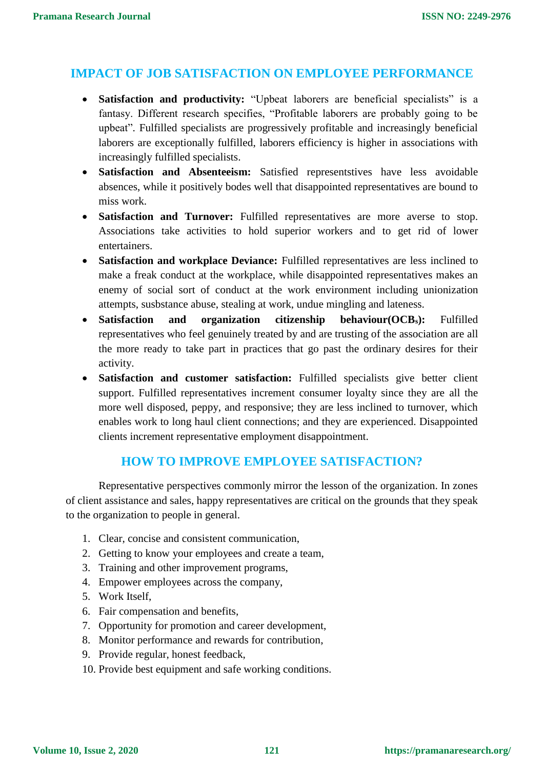## IMPACT OF JOB SATISFACTION ON EMPLOYEE PERFORMANCE

- **Satisfaction and productivity:** "Upbeat laborers are beneficial specialists" is a fantasy. Different research specifies, "Profitable laborers are probably going to be upbeat". Fulfilled specialists are progressively profitable and increasingly beneficial laborers are exceptionally fulfilled, laborers efficiency is higher in associations with increasingly fulfilled specialists.
- **Satisfaction and Absenteeism:** Satisfied representstives have less avoidable absences, while it positively bodes well that disappointed representatives are bound to miss work.
- **Satisfaction and Turnover:** Fulfilled representatives are more averse to stop. Associations take activities to hold superior workers and to get rid of lower entertainers.
- **Satisfaction and workplace Deviance:** Fulfilled representatives are less inclined to make a freak conduct at the workplace, while disappointed representatives makes an enemy of social sort of conduct at the work environment including unionization attempts, susbstance abuse, stealing at work, undue mingling and lateness.
- **Satisfaction and organization citizenship behaviour(OCB$_s$):** Fulfilled representatives who feel genuinely treated by and are trusting of the association are all the more ready to take part in practices that go past the ordinary desires for their activity.
- **Satisfaction and customer satisfaction:** Fulfilled specialists give better client support. Fulfilled representatives increment consumer loyalty since they are all the more well disposed, peppy, and responsive; they are less inclined to turnover, which enables work to long haul client connections; and they are experienced. Disappointed clients increment representative employment disappointment.

## HOW TO IMPROVE EMPLOYEE SATISFACTION?

Representative perspectives commonly mirror the lesson of the organization. In zones of client assistance and sales, happy representatives are critical on the grounds that they speak to the organization to people in general.

1. Clear, concise and consistent communication,
2. Getting to know your employees and create a team,
3. Training and other improvement programs,
4. Empower employees across the company,
5. Work Itself,
6. Fair compensation and benefits,
7. Opportunity for promotion and career development,
8. Monitor performance and rewards for contribution,
9. Provide regular, honest feedback,
10. Provide best equipment and safe working conditions.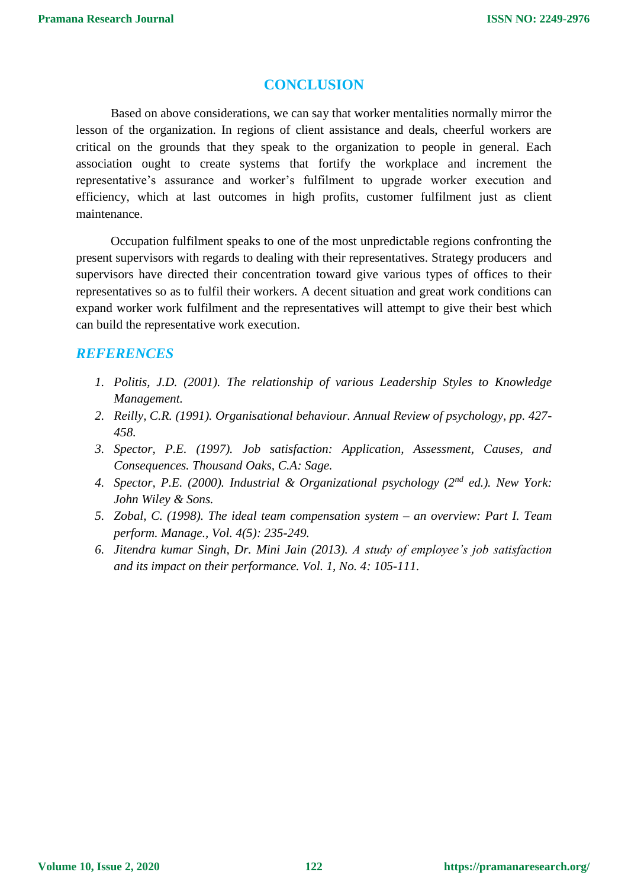## CONCLUSION

Based on above considerations, we can say that worker mentalities normally mirror the lesson of the organization. In regions of client assistance and deals, cheerful workers are critical on the grounds that they speak to the organization to people in general. Each association ought to create systems that fortify the workplace and increment the representative's assurance and worker's fulfilment to upgrade worker execution and efficiency, which at last outcomes in high profits, customer fulfilment just as client maintenance.

Occupation fulfilment speaks to one of the most unpredictable regions confronting the present supervisors with regards to dealing with their representatives. Strategy producers and supervisors have directed their concentration toward give various types of offices to their representatives so as to fulfil their workers. A decent situation and great work conditions can expand worker work fulfilment and the representatives will attempt to give their best which can build the representative work execution.

## *REFERENCES*

1. *Politis, J.D. (2001). The relationship of various Leadership Styles to Knowledge Management.*
2. *Reilly, C.R. (1991). Organisational behaviour. Annual Review of psychology, pp. 427-458.*
3. *Spector, P.E. (1997). Job satisfaction: Application, Assessment, Causes, and Consequences. Thousand Oaks, C.A: Sage.*
4. *Spector, P.E. (2000). Industrial & Organizational psychology (2nd ed.). New York: John Wiley & Sons.*
5. *Zobal, C. (1998). The ideal team compensation system – an overview: Part I. Team perform. Manage., Vol. 4(5): 235-249.*
6. *Jitendra kumar Singh, Dr. Mini Jain (2013). A study of employee's job satisfaction and its impact on their performance. Vol. 1, No. 4: 105-111.*